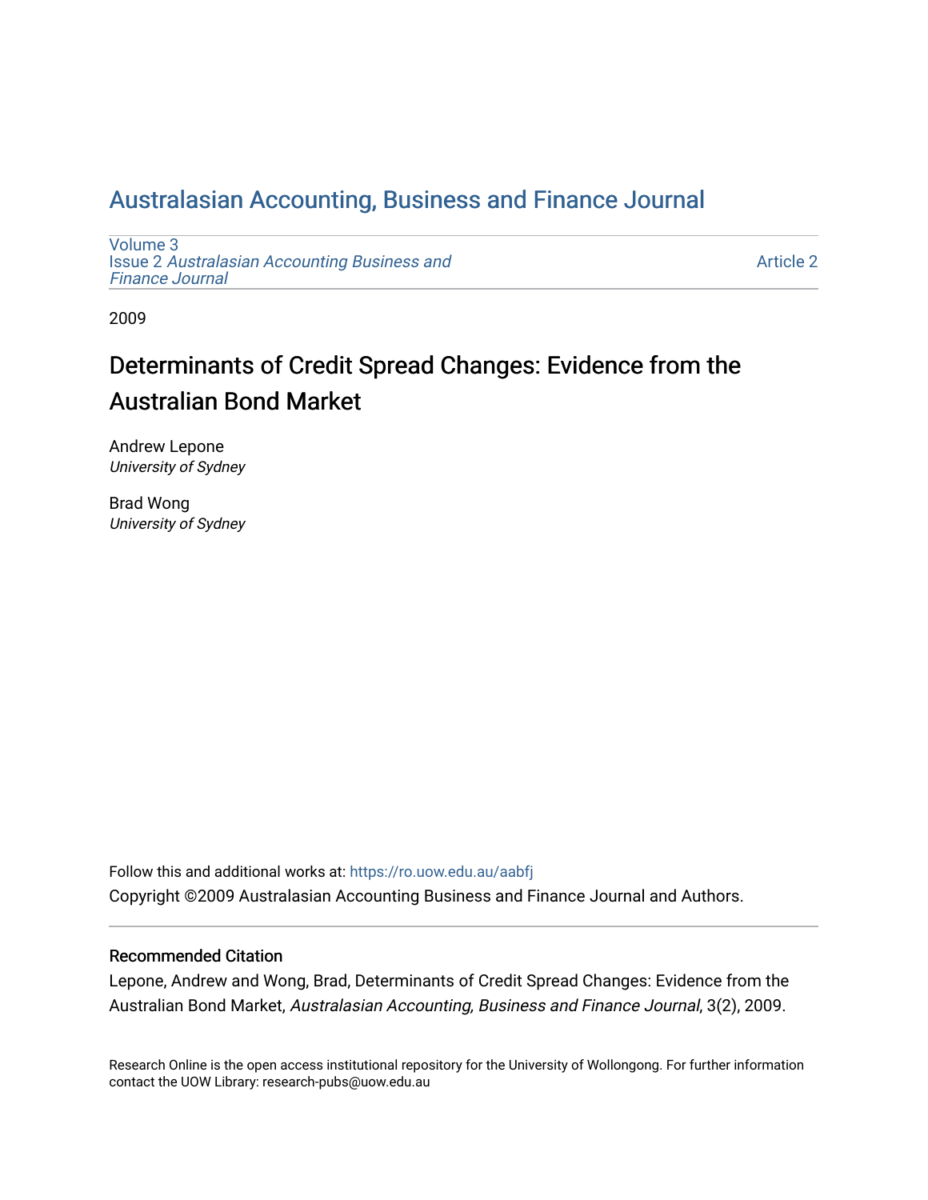# Australasian Accounting, Business and Finance Journal

Volume 3
Issue 2 *Australasian Accounting Business and Finance Journal*

Article 2

2009

## Determinants of Credit Spread Changes: Evidence from the Australian Bond Market

Andrew Lepone
*University of Sydney*

Brad Wong
*University of Sydney*

Follow this and additional works at: https://ro.uow.edu.au/aabfj

Copyright ©2009 Australasian Accounting Business and Finance Journal and Authors.

### Recommended Citation

Lepone, Andrew and Wong, Brad, Determinants of Credit Spread Changes: Evidence from the Australian Bond Market, *Australasian Accounting, Business and Finance Journal*, 3(2), 2009.

Research Online is the open access institutional repository for the University of Wollongong. For further information contact the UOW Library: research-pubs@uow.edu.au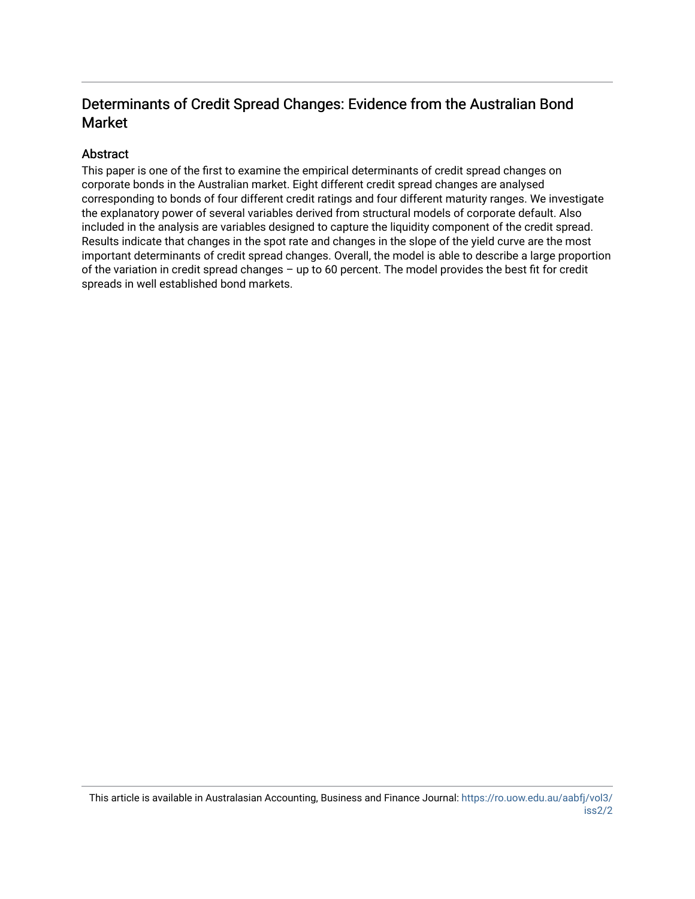# Determinants of Credit Spread Changes: Evidence from the Australian Bond Market

## Abstract

This paper is one of the first to examine the empirical determinants of credit spread changes on corporate bonds in the Australian market. Eight different credit spread changes are analysed corresponding to bonds of four different credit ratings and four different maturity ranges. We investigate the explanatory power of several variables derived from structural models of corporate default. Also included in the analysis are variables designed to capture the liquidity component of the credit spread. Results indicate that changes in the spot rate and changes in the slope of the yield curve are the most important determinants of credit spread changes. Overall, the model is able to describe a large proportion of the variation in credit spread changes – up to 60 percent. The model provides the best fit for credit spreads in well established bond markets.

This article is available in Australasian Accounting, Business and Finance Journal: https://ro.uow.edu.au/aabfj/vol3/iss2/2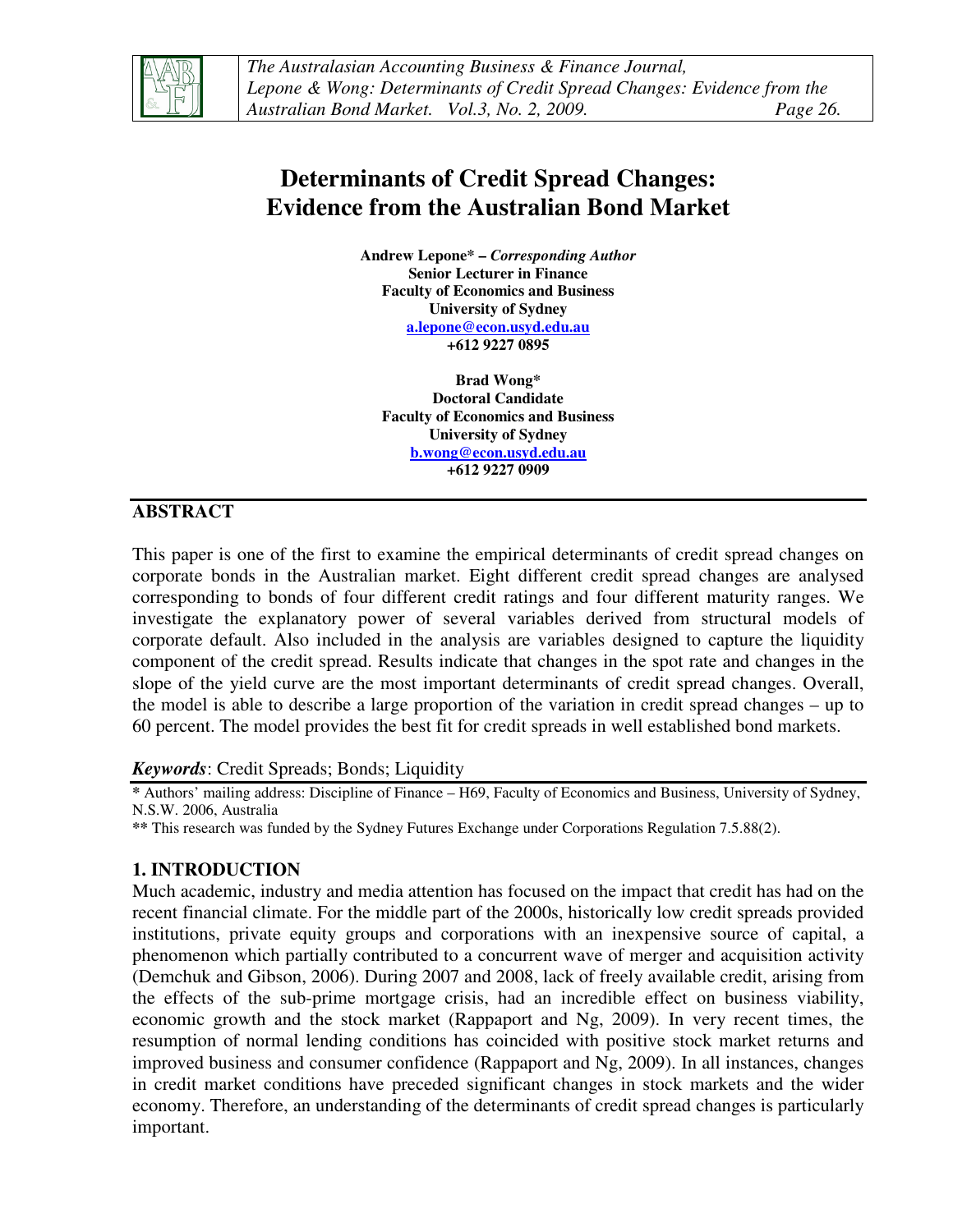# Determinants of Credit Spread Changes: Evidence from the Australian Bond Market

**Andrew Lepone\* –** ***Corresponding Author***
**Senior Lecturer in Finance**
**Faculty of Economics and Business**
**University of Sydney**
**a.lepone@econ.usyd.edu.au**
**+612 9227 0895**

**Brad Wong\***
**Doctoral Candidate**
**Faculty of Economics and Business**
**University of Sydney**
**b.wong@econ.usyd.edu.au**
**+612 9227 0909**

## ABSTRACT

This paper is one of the first to examine the empirical determinants of credit spread changes on corporate bonds in the Australian market. Eight different credit spread changes are analysed corresponding to bonds of four different credit ratings and four different maturity ranges. We investigate the explanatory power of several variables derived from structural models of corporate default. Also included in the analysis are variables designed to capture the liquidity component of the credit spread. Results indicate that changes in the spot rate and changes in the slope of the yield curve are the most important determinants of credit spread changes. Overall, the model is able to describe a large proportion of the variation in credit spread changes – up to 60 percent. The model provides the best fit for credit spreads in well established bond markets.

***Keywords***: Credit Spreads; Bonds; Liquidity

\* Authors' mailing address: Discipline of Finance – H69, Faculty of Economics and Business, University of Sydney, N.S.W. 2006, Australia

\*\* This research was funded by the Sydney Futures Exchange under Corporations Regulation 7.5.88(2).

## 1. INTRODUCTION

Much academic, industry and media attention has focused on the impact that credit has had on the recent financial climate. For the middle part of the 2000s, historically low credit spreads provided institutions, private equity groups and corporations with an inexpensive source of capital, a phenomenon which partially contributed to a concurrent wave of merger and acquisition activity (Demchuk and Gibson, 2006). During 2007 and 2008, lack of freely available credit, arising from the effects of the sub-prime mortgage crisis, had an incredible effect on business viability, economic growth and the stock market (Rappaport and Ng, 2009). In very recent times, the resumption of normal lending conditions has coincided with positive stock market returns and improved business and consumer confidence (Rappaport and Ng, 2009). In all instances, changes in credit market conditions have preceded significant changes in stock markets and the wider economy. Therefore, an understanding of the determinants of credit spread changes is particularly important.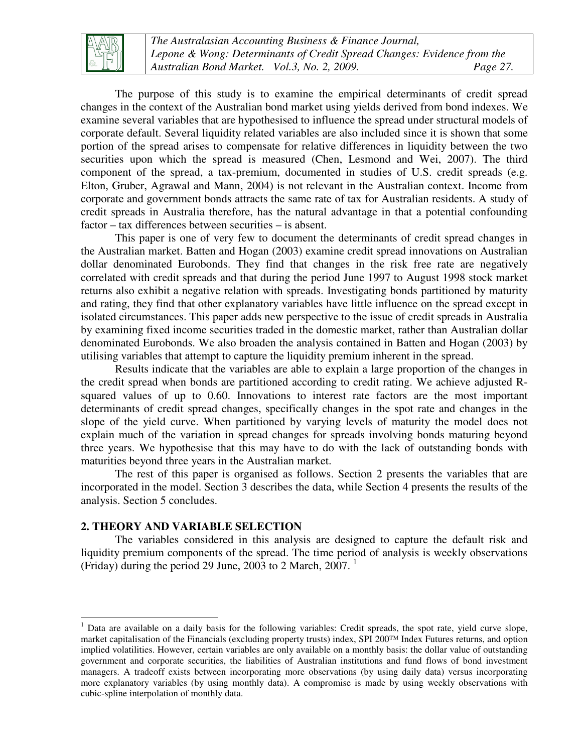The purpose of this study is to examine the empirical determinants of credit spread changes in the context of the Australian bond market using yields derived from bond indexes. We examine several variables that are hypothesised to influence the spread under structural models of corporate default. Several liquidity related variables are also included since it is shown that some portion of the spread arises to compensate for relative differences in liquidity between the two securities upon which the spread is measured (Chen, Lesmond and Wei, 2007). The third component of the spread, a tax-premium, documented in studies of U.S. credit spreads (e.g. Elton, Gruber, Agrawal and Mann, 2004) is not relevant in the Australian context. Income from corporate and government bonds attracts the same rate of tax for Australian residents. A study of credit spreads in Australia therefore, has the natural advantage in that a potential confounding factor – tax differences between securities – is absent.

This paper is one of very few to document the determinants of credit spread changes in the Australian market. Batten and Hogan (2003) examine credit spread innovations on Australian dollar denominated Eurobonds. They find that changes in the risk free rate are negatively correlated with credit spreads and that during the period June 1997 to August 1998 stock market returns also exhibit a negative relation with spreads. Investigating bonds partitioned by maturity and rating, they find that other explanatory variables have little influence on the spread except in isolated circumstances. This paper adds new perspective to the issue of credit spreads in Australia by examining fixed income securities traded in the domestic market, rather than Australian dollar denominated Eurobonds. We also broaden the analysis contained in Batten and Hogan (2003) by utilising variables that attempt to capture the liquidity premium inherent in the spread.

Results indicate that the variables are able to explain a large proportion of the changes in the credit spread when bonds are partitioned according to credit rating. We achieve adjusted R-squared values of up to 0.60. Innovations to interest rate factors are the most important determinants of credit spread changes, specifically changes in the spot rate and changes in the slope of the yield curve. When partitioned by varying levels of maturity the model does not explain much of the variation in spread changes for spreads involving bonds maturing beyond three years. We hypothesise that this may have to do with the lack of outstanding bonds with maturities beyond three years in the Australian market.

The rest of this paper is organised as follows. Section 2 presents the variables that are incorporated in the model. Section 3 describes the data, while Section 4 presents the results of the analysis. Section 5 concludes.

## 2. THEORY AND VARIABLE SELECTION

The variables considered in this analysis are designed to capture the default risk and liquidity premium components of the spread. The time period of analysis is weekly observations (Friday) during the period 29 June, 2003 to 2 March, 2007. [1]

---

[1] Data are available on a daily basis for the following variables: Credit spreads, the spot rate, yield curve slope, market capitalisation of the Financials (excluding property trusts) index, SPI 200™ Index Futures returns, and option implied volatilities. However, certain variables are only available on a monthly basis: the dollar value of outstanding government and corporate securities, the liabilities of Australian institutions and fund flows of bond investment managers. A tradeoff exists between incorporating more observations (by using daily data) versus incorporating more explanatory variables (by using monthly data). A compromise is made by using weekly observations with cubic-spline interpolation of monthly data.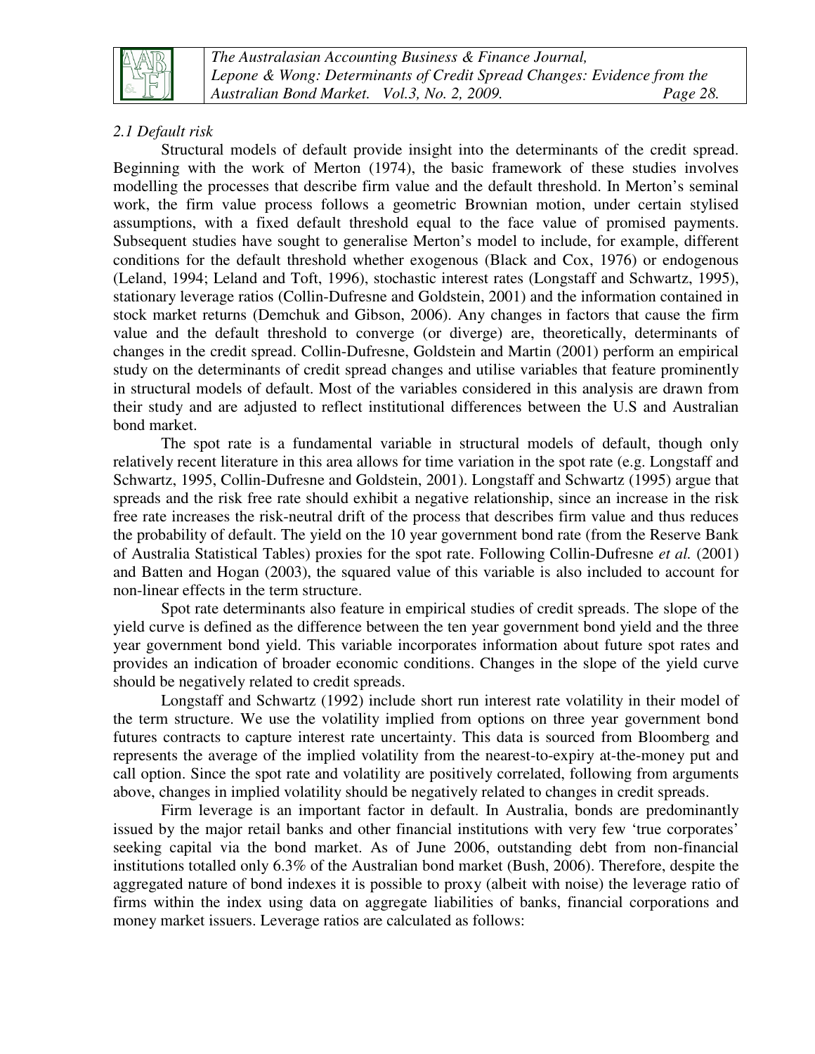### *2.1 Default risk*

Structural models of default provide insight into the determinants of the credit spread. Beginning with the work of Merton (1974), the basic framework of these studies involves modelling the processes that describe firm value and the default threshold. In Merton's seminal work, the firm value process follows a geometric Brownian motion, under certain stylised assumptions, with a fixed default threshold equal to the face value of promised payments. Subsequent studies have sought to generalise Merton's model to include, for example, different conditions for the default threshold whether exogenous (Black and Cox, 1976) or endogenous (Leland, 1994; Leland and Toft, 1996), stochastic interest rates (Longstaff and Schwartz, 1995), stationary leverage ratios (Collin-Dufresne and Goldstein, 2001) and the information contained in stock market returns (Demchuk and Gibson, 2006). Any changes in factors that cause the firm value and the default threshold to converge (or diverge) are, theoretically, determinants of changes in the credit spread. Collin-Dufresne, Goldstein and Martin (2001) perform an empirical study on the determinants of credit spread changes and utilise variables that feature prominently in structural models of default. Most of the variables considered in this analysis are drawn from their study and are adjusted to reflect institutional differences between the U.S and Australian bond market.

The spot rate is a fundamental variable in structural models of default, though only relatively recent literature in this area allows for time variation in the spot rate (e.g. Longstaff and Schwartz, 1995, Collin-Dufresne and Goldstein, 2001). Longstaff and Schwartz (1995) argue that spreads and the risk free rate should exhibit a negative relationship, since an increase in the risk free rate increases the risk-neutral drift of the process that describes firm value and thus reduces the probability of default. The yield on the 10 year government bond rate (from the Reserve Bank of Australia Statistical Tables) proxies for the spot rate. Following Collin-Dufresne *et al.* (2001) and Batten and Hogan (2003), the squared value of this variable is also included to account for non-linear effects in the term structure.

Spot rate determinants also feature in empirical studies of credit spreads. The slope of the yield curve is defined as the difference between the ten year government bond yield and the three year government bond yield. This variable incorporates information about future spot rates and provides an indication of broader economic conditions. Changes in the slope of the yield curve should be negatively related to credit spreads.

Longstaff and Schwartz (1992) include short run interest rate volatility in their model of the term structure. We use the volatility implied from options on three year government bond futures contracts to capture interest rate uncertainty. This data is sourced from Bloomberg and represents the average of the implied volatility from the nearest-to-expiry at-the-money put and call option. Since the spot rate and volatility are positively correlated, following from arguments above, changes in implied volatility should be negatively related to changes in credit spreads.

Firm leverage is an important factor in default. In Australia, bonds are predominantly issued by the major retail banks and other financial institutions with very few 'true corporates' seeking capital via the bond market. As of June 2006, outstanding debt from non-financial institutions totalled only 6.3% of the Australian bond market (Bush, 2006). Therefore, despite the aggregated nature of bond indexes it is possible to proxy (albeit with noise) the leverage ratio of firms within the index using data on aggregate liabilities of banks, financial corporations and money market issuers. Leverage ratios are calculated as follows: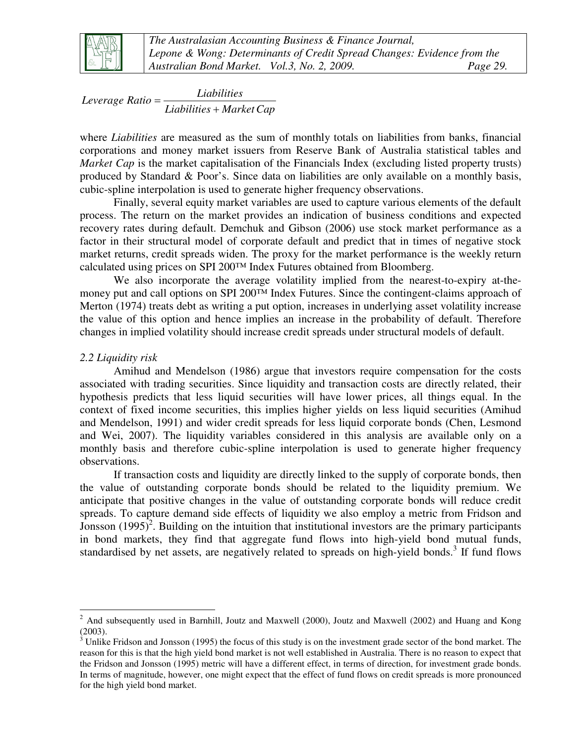$$Leverage\ Ratio = \frac{Liabilities}{Liabilities + Market\,Cap}$$

where *Liabilities* are measured as the sum of monthly totals on liabilities from banks, financial corporations and money market issuers from Reserve Bank of Australia statistical tables and *Market Cap* is the market capitalisation of the Financials Index (excluding listed property trusts) produced by Standard & Poor's. Since data on liabilities are only available on a monthly basis, cubic-spline interpolation is used to generate higher frequency observations.

Finally, several equity market variables are used to capture various elements of the default process. The return on the market provides an indication of business conditions and expected recovery rates during default. Demchuk and Gibson (2006) use stock market performance as a factor in their structural model of corporate default and predict that in times of negative stock market returns, credit spreads widen. The proxy for the market performance is the weekly return calculated using prices on SPI 200™ Index Futures obtained from Bloomberg.

We also incorporate the average volatility implied from the nearest-to-expiry at-the-money put and call options on SPI 200™ Index Futures. Since the contingent-claims approach of Merton (1974) treats debt as writing a put option, increases in underlying asset volatility increase the value of this option and hence implies an increase in the probability of default. Therefore changes in implied volatility should increase credit spreads under structural models of default.

*2.2 Liquidity risk*

Amihud and Mendelson (1986) argue that investors require compensation for the costs associated with trading securities. Since liquidity and transaction costs are directly related, their hypothesis predicts that less liquid securities will have lower prices, all things equal. In the context of fixed income securities, this implies higher yields on less liquid securities (Amihud and Mendelson, 1991) and wider credit spreads for less liquid corporate bonds (Chen, Lesmond and Wei, 2007). The liquidity variables considered in this analysis are available only on a monthly basis and therefore cubic-spline interpolation is used to generate higher frequency observations.

If transaction costs and liquidity are directly linked to the supply of corporate bonds, then the value of outstanding corporate bonds should be related to the liquidity premium. We anticipate that positive changes in the value of outstanding corporate bonds will reduce credit spreads. To capture demand side effects of liquidity we also employ a metric from Fridson and Jonsson (1995)[2]. Building on the intuition that institutional investors are the primary participants in bond markets, they find that aggregate fund flows into high-yield bond mutual funds, standardised by net assets, are negatively related to spreads on high-yield bonds.[3] If fund flows

---

[2] And subsequently used in Barnhill, Joutz and Maxwell (2000), Joutz and Maxwell (2002) and Huang and Kong (2003).

[3] Unlike Fridson and Jonsson (1995) the focus of this study is on the investment grade sector of the bond market. The reason for this is that the high yield bond market is not well established in Australia. There is no reason to expect that the Fridson and Jonsson (1995) metric will have a different effect, in terms of direction, for investment grade bonds. In terms of magnitude, however, one might expect that the effect of fund flows on credit spreads is more pronounced for the high yield bond market.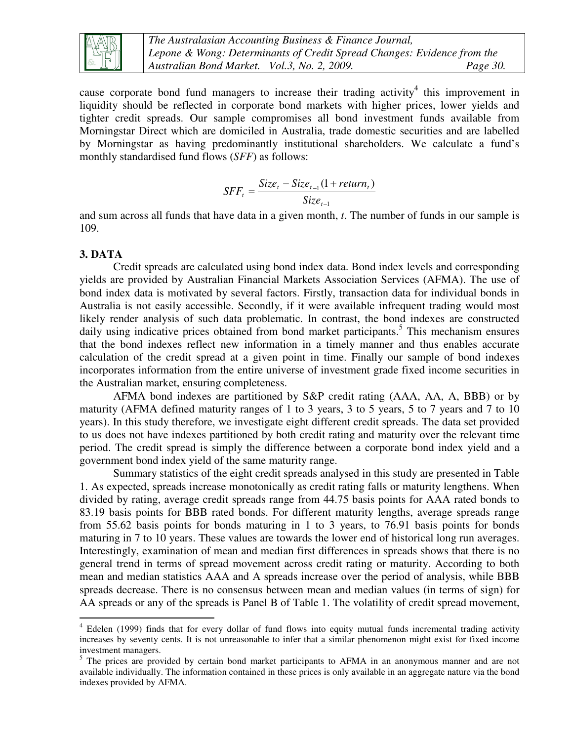cause corporate bond fund managers to increase their trading activity[4] this improvement in liquidity should be reflected in corporate bond markets with higher prices, lower yields and tighter credit spreads. Our sample compromises all bond investment funds available from Morningstar Direct which are domiciled in Australia, trade domestic securities and are labelled by Morningstar as having predominantly institutional shareholders. We calculate a fund's monthly standardised fund flows (*SFF*) as follows:

$$SFF_t = \frac{Size_t - Size_{t-1}(1 + return_t)}{Size_{t-1}}$$

and sum across all funds that have data in a given month, *t*. The number of funds in our sample is 109.

## 3. DATA

Credit spreads are calculated using bond index data. Bond index levels and corresponding yields are provided by Australian Financial Markets Association Services (AFMA). The use of bond index data is motivated by several factors. Firstly, transaction data for individual bonds in Australia is not easily accessible. Secondly, if it were available infrequent trading would most likely render analysis of such data problematic. In contrast, the bond indexes are constructed daily using indicative prices obtained from bond market participants.[5] This mechanism ensures that the bond indexes reflect new information in a timely manner and thus enables accurate calculation of the credit spread at a given point in time. Finally our sample of bond indexes incorporates information from the entire universe of investment grade fixed income securities in the Australian market, ensuring completeness.

AFMA bond indexes are partitioned by S&P credit rating (AAA, AA, A, BBB) or by maturity (AFMA defined maturity ranges of 1 to 3 years, 3 to 5 years, 5 to 7 years and 7 to 10 years). In this study therefore, we investigate eight different credit spreads. The data set provided to us does not have indexes partitioned by both credit rating and maturity over the relevant time period. The credit spread is simply the difference between a corporate bond index yield and a government bond index yield of the same maturity range.

Summary statistics of the eight credit spreads analysed in this study are presented in Table 1. As expected, spreads increase monotonically as credit rating falls or maturity lengthens. When divided by rating, average credit spreads range from 44.75 basis points for AAA rated bonds to 83.19 basis points for BBB rated bonds. For different maturity lengths, average spreads range from 55.62 basis points for bonds maturing in 1 to 3 years, to 76.91 basis points for bonds maturing in 7 to 10 years. These values are towards the lower end of historical long run averages. Interestingly, examination of mean and median first differences in spreads shows that there is no general trend in terms of spread movement across credit rating or maturity. According to both mean and median statistics AAA and A spreads increase over the period of analysis, while BBB spreads decrease. There is no consensus between mean and median values (in terms of sign) for AA spreads or any of the spreads is Panel B of Table 1. The volatility of credit spread movement,

---

[4] Edelen (1999) finds that for every dollar of fund flows into equity mutual funds incremental trading activity increases by seventy cents. It is not unreasonable to infer that a similar phenomenon might exist for fixed income investment managers.

[5] The prices are provided by certain bond market participants to AFMA in an anonymous manner and are not available individually. The information contained in these prices is only available in an aggregate nature via the bond indexes provided by AFMA.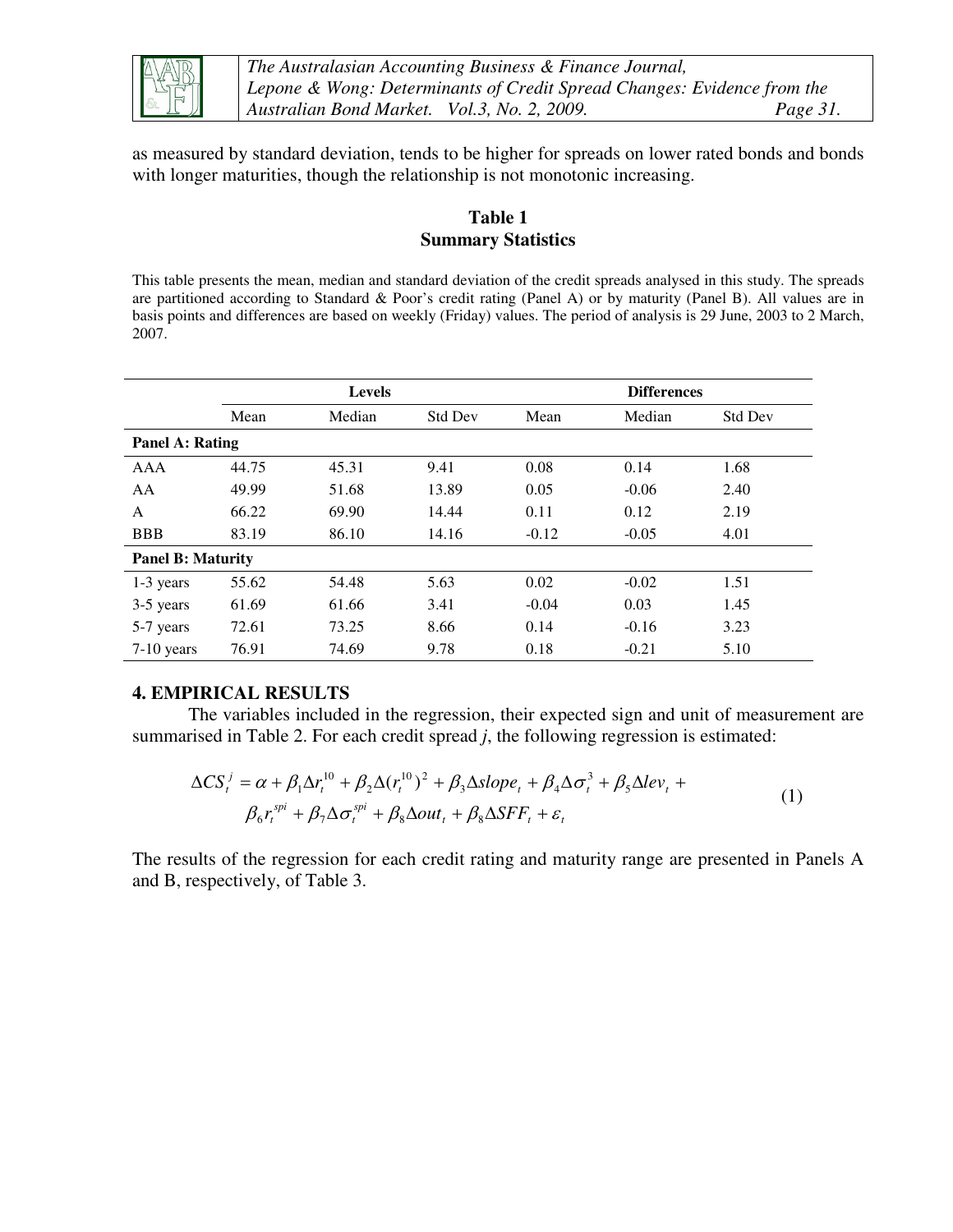as measured by standard deviation, tends to be higher for spreads on lower rated bonds and bonds with longer maturities, though the relationship is not monotonic increasing.

**Table 1**
**Summary Statistics**

This table presents the mean, median and standard deviation of the credit spreads analysed in this study. The spreads are partitioned according to Standard & Poor's credit rating (Panel A) or by maturity (Panel B). All values are in basis points and differences are based on weekly (Friday) values. The period of analysis is 29 June, 2003 to 2 March, 2007.

| | **Levels** | | | **Differences** | | |
|---|---|---|---|---|---|---|
| | Mean | Median | Std Dev | Mean | Median | Std Dev |
| **Panel A: Rating** | | | | | | |
| AAA | 44.75 | 45.31 | 9.41 | 0.08 | 0.14 | 1.68 |
| AA | 49.99 | 51.68 | 13.89 | 0.05 | -0.06 | 2.40 |
| A | 66.22 | 69.90 | 14.44 | 0.11 | 0.12 | 2.19 |
| BBB | 83.19 | 86.10 | 14.16 | -0.12 | -0.05 | 4.01 |
| **Panel B: Maturity** | | | | | | |
| 1-3 years | 55.62 | 54.48 | 5.63 | 0.02 | -0.02 | 1.51 |
| 3-5 years | 61.69 | 61.66 | 3.41 | -0.04 | 0.03 | 1.45 |
| 5-7 years | 72.61 | 73.25 | 8.66 | 0.14 | -0.16 | 3.23 |
| 7-10 years | 76.91 | 74.69 | 9.78 | 0.18 | -0.21 | 5.10 |

## 4. EMPIRICAL RESULTS

The variables included in the regression, their expected sign and unit of measurement are summarised in Table 2. For each credit spread *j*, the following regression is estimated:

$$\Delta CS_t^j = \alpha + \beta_1 \Delta r_t^{10} + \beta_2 \Delta (r_t^{10})^2 + \beta_3 \Delta slope_t + \beta_4 \Delta \sigma_t^3 + \beta_5 \Delta lev_t + \beta_6 r_t^{spi} + \beta_7 \Delta \sigma_t^{spi} + \beta_8 \Delta out_t + \beta_8 \Delta SFF_t + \varepsilon_t \tag{1}$$

The results of the regression for each credit rating and maturity range are presented in Panels A and B, respectively, of Table 3.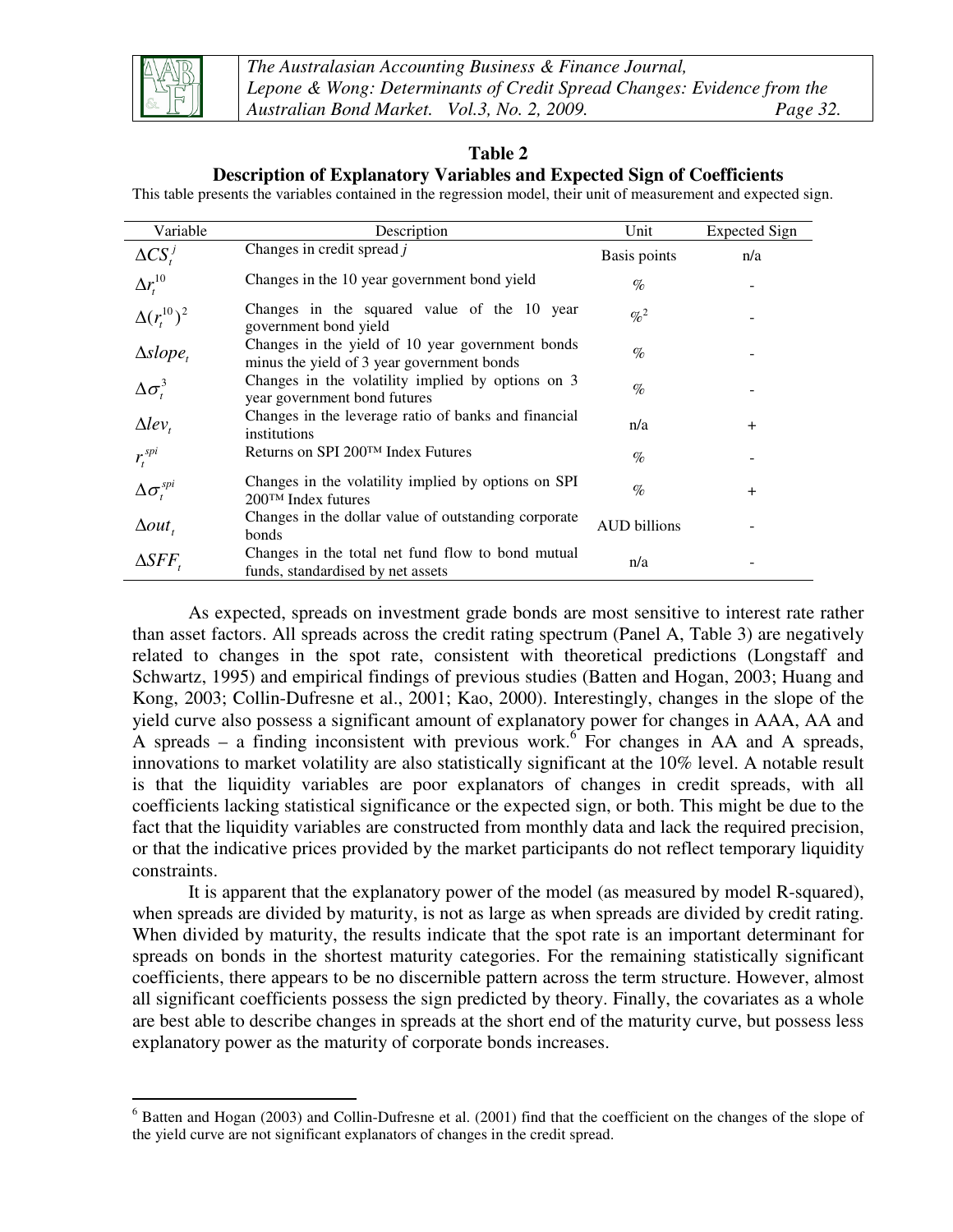**Table 2**

**Description of Explanatory Variables and Expected Sign of Coefficients**

This table presents the variables contained in the regression model, their unit of measurement and expected sign.

| Variable | Description | Unit | Expected Sign |
|---|---|---|---|
| $\Delta CS_t^j$ | Changes in credit spread *j* | Basis points | n/a |
| $\Delta r_t^{10}$ | Changes in the 10 year government bond yield | % | - |
| $\Delta(r_t^{10})^2$ | Changes in the squared value of the 10 year government bond yield | $\%^2$ | - |
| $\Delta slope_t$ | Changes in the yield of 10 year government bonds minus the yield of 3 year government bonds | % | - |
| $\Delta\sigma_t^3$ | Changes in the volatility implied by options on 3 year government bond futures | % | - |
| $\Delta lev_t$ | Changes in the leverage ratio of banks and financial institutions | n/a | + |
| $r_t^{spi}$ | Returns on SPI 200™ Index Futures | % | - |
| $\Delta\sigma_t^{spi}$ | Changes in the volatility implied by options on SPI 200™ Index futures | % | + |
| $\Delta out_t$ | Changes in the dollar value of outstanding corporate bonds | AUD billions | - |
| $\Delta SFF_t$ | Changes in the total net fund flow to bond mutual funds, standardised by net assets | n/a | - |

As expected, spreads on investment grade bonds are most sensitive to interest rate rather than asset factors. All spreads across the credit rating spectrum (Panel A, Table 3) are negatively related to changes in the spot rate, consistent with theoretical predictions (Longstaff and Schwartz, 1995) and empirical findings of previous studies (Batten and Hogan, 2003; Huang and Kong, 2003; Collin-Dufresne et al., 2001; Kao, 2000). Interestingly, changes in the slope of the yield curve also possess a significant amount of explanatory power for changes in AAA, AA and A spreads – a finding inconsistent with previous work.[6] For changes in AA and A spreads, innovations to market volatility are also statistically significant at the 10% level. A notable result is that the liquidity variables are poor explanators of changes in credit spreads, with all coefficients lacking statistical significance or the expected sign, or both. This might be due to the fact that the liquidity variables are constructed from monthly data and lack the required precision, or that the indicative prices provided by the market participants do not reflect temporary liquidity constraints.

It is apparent that the explanatory power of the model (as measured by model R-squared), when spreads are divided by maturity, is not as large as when spreads are divided by credit rating. When divided by maturity, the results indicate that the spot rate is an important determinant for spreads on bonds in the shortest maturity categories. For the remaining statistically significant coefficients, there appears to be no discernible pattern across the term structure. However, almost all significant coefficients possess the sign predicted by theory. Finally, the covariates as a whole are best able to describe changes in spreads at the short end of the maturity curve, but possess less explanatory power as the maturity of corporate bonds increases.

[6] Batten and Hogan (2003) and Collin-Dufresne et al. (2001) find that the coefficient on the changes of the slope of the yield curve are not significant explanators of changes in the credit spread.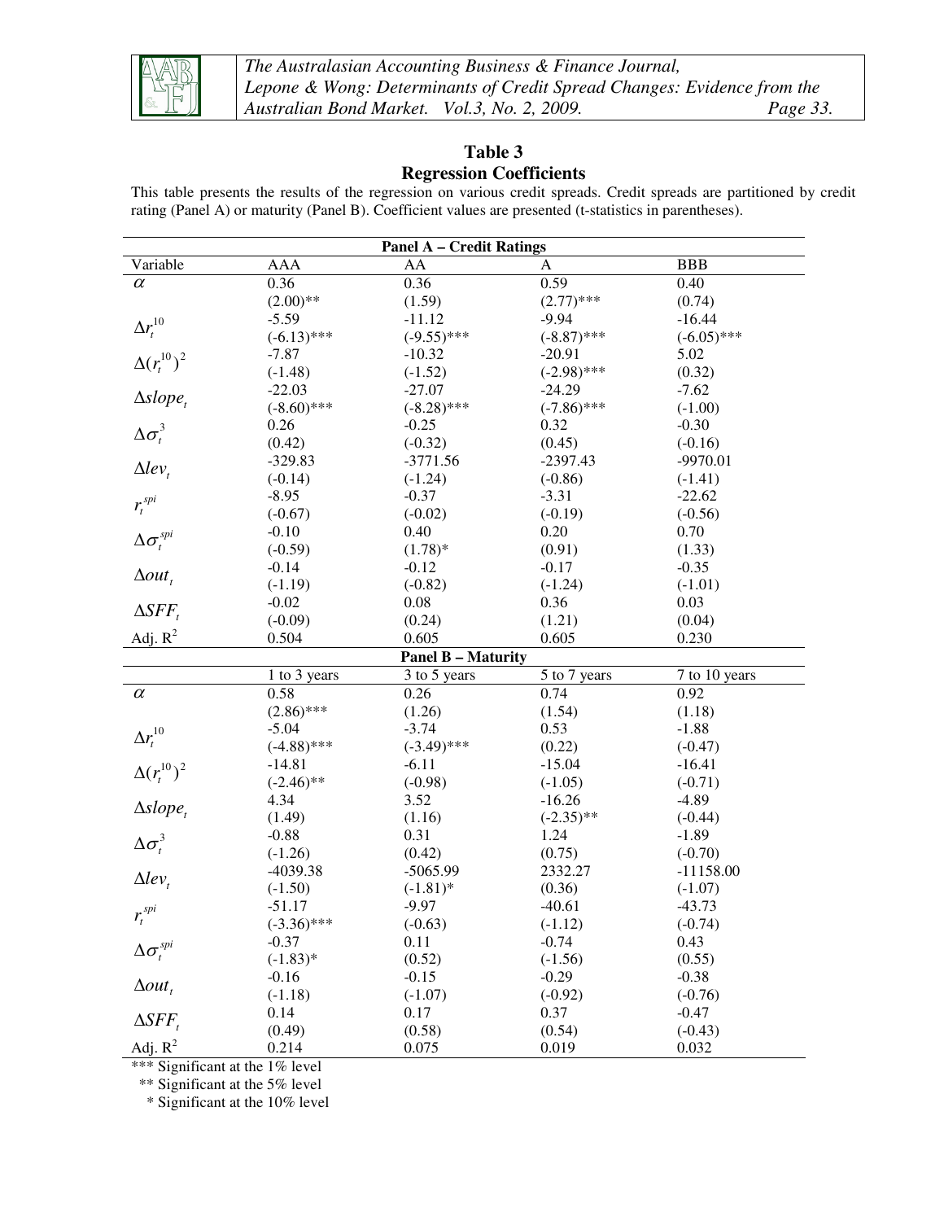## Table 3

### Regression Coefficients

This table presents the results of the regression on various credit spreads. Credit spreads are partitioned by credit rating (Panel A) or maturity (Panel B). Coefficient values are presented (t-statistics in parentheses).

| **Panel A – Credit Ratings** | | | | |
|---|---|---|---|---|
| Variable | AAA | AA | A | BBB |
| $\alpha$ | 0.36 | 0.36 | 0.59 | 0.40 |
| | (2.00)** | (1.59) | (2.77)*** | (0.74) |
| $\Delta r_t^{10}$ | -5.59 | -11.12 | -9.94 | -16.44 |
| | (-6.13)*** | (-9.55)*** | (-8.87)*** | (-6.05)*** |
| $\Delta (r_t^{10})^2$ | -7.87 | -10.32 | -20.91 | 5.02 |
| | (-1.48) | (-1.52) | (-2.98)*** | (0.32) |
| $\Delta slope_t$ | -22.03 | -27.07 | -24.29 | -7.62 |
| | (-8.60)*** | (-8.28)*** | (-7.86)*** | (-1.00) |
| $\Delta \sigma_t^3$ | 0.26 | -0.25 | 0.32 | -0.30 |
| | (0.42) | (-0.32) | (0.45) | (-0.16) |
| $\Delta lev_t$ | -329.83 | -3771.56 | -2397.43 | -9970.01 |
| | (-0.14) | (-1.24) | (-0.86) | (-1.41) |
| $r_t^{spi}$ | -8.95 | -0.37 | -3.31 | -22.62 |
| | (-0.67) | (-0.02) | (-0.19) | (-0.56) |
| $\Delta \sigma_t^{spi}$ | -0.10 | 0.40 | 0.20 | 0.70 |
| | (-0.59) | (1.78)* | (0.91) | (1.33) |
| $\Delta out_t$ | -0.14 | -0.12 | -0.17 | -0.35 |
| | (-1.19) | (-0.82) | (-1.24) | (-1.01) |
| $\Delta SFF_t$ | -0.02 | 0.08 | 0.36 | 0.03 |
| | (-0.09) | (0.24) | (1.21) | (0.04) |
| Adj. $R^2$ | 0.504 | 0.605 | 0.605 | 0.230 |
| **Panel B – Maturity** | | | | |
| | 1 to 3 years | 3 to 5 years | 5 to 7 years | 7 to 10 years |
| $\alpha$ | 0.58 | 0.26 | 0.74 | 0.92 |
| | (2.86)*** | (1.26) | (1.54) | (1.18) |
| $\Delta r_t^{10}$ | -5.04 | -3.74 | 0.53 | -1.88 |
| | (-4.88)*** | (-3.49)*** | (0.22) | (-0.47) |
| $\Delta (r_t^{10})^2$ | -14.81 | -6.11 | -15.04 | -16.41 |
| | (-2.46)** | (-0.98) | (-1.05) | (-0.71) |
| $\Delta slope_t$ | 4.34 | 3.52 | -16.26 | -4.89 |
| | (1.49) | (1.16) | (-2.35)** | (-0.44) |
| $\Delta \sigma_t^3$ | -0.88 | 0.31 | 1.24 | -1.89 |
| | (-1.26) | (0.42) | (0.75) | (-0.70) |
| $\Delta lev_t$ | -4039.38 | -5065.99 | 2332.27 | -11158.00 |
| | (-1.50) | (-1.81)* | (0.36) | (-1.07) |
| $r_t^{spi}$ | -51.17 | -9.97 | -40.61 | -43.73 |
| | (-3.36)*** | (-0.63) | (-1.12) | (-0.74) |
| $\Delta \sigma_t^{spi}$ | -0.37 | 0.11 | -0.74 | 0.43 |
| | (-1.83)* | (0.52) | (-1.56) | (0.55) |
| $\Delta out_t$ | -0.16 | -0.15 | -0.29 | -0.38 |
| | (-1.18) | (-1.07) | (-0.92) | (-0.76) |
| $\Delta SFF_t$ | 0.14 | 0.17 | 0.37 | -0.47 |
| | (0.49) | (0.58) | (0.54) | (-0.43) |
| Adj. $R^2$ | 0.214 | 0.075 | 0.019 | 0.032 |

*** Significant at the 1% level
** Significant at the 5% level
* Significant at the 10% level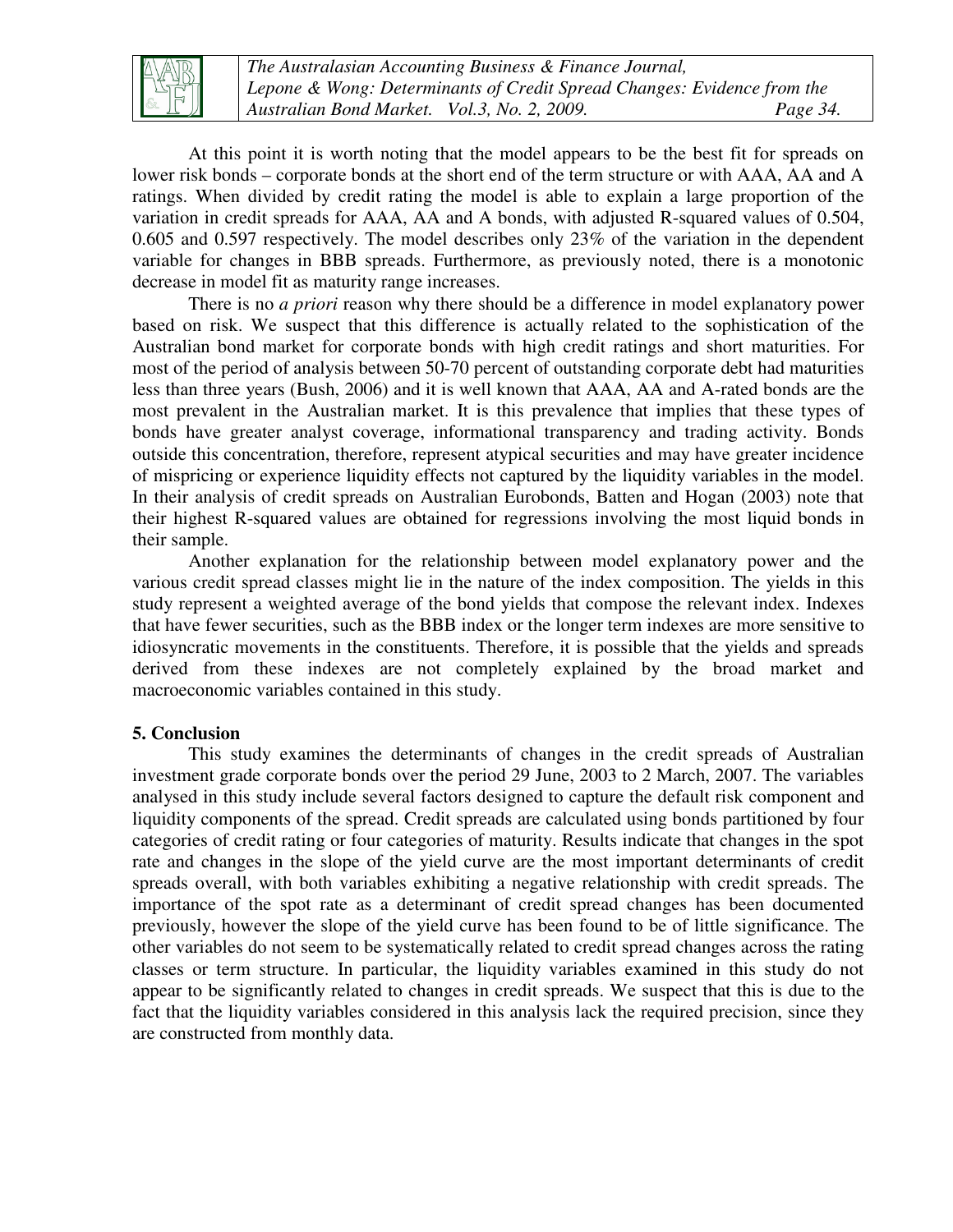At this point it is worth noting that the model appears to be the best fit for spreads on lower risk bonds – corporate bonds at the short end of the term structure or with AAA, AA and A ratings. When divided by credit rating the model is able to explain a large proportion of the variation in credit spreads for AAA, AA and A bonds, with adjusted R-squared values of 0.504, 0.605 and 0.597 respectively. The model describes only 23% of the variation in the dependent variable for changes in BBB spreads. Furthermore, as previously noted, there is a monotonic decrease in model fit as maturity range increases.

There is no *a priori* reason why there should be a difference in model explanatory power based on risk. We suspect that this difference is actually related to the sophistication of the Australian bond market for corporate bonds with high credit ratings and short maturities. For most of the period of analysis between 50-70 percent of outstanding corporate debt had maturities less than three years (Bush, 2006) and it is well known that AAA, AA and A-rated bonds are the most prevalent in the Australian market. It is this prevalence that implies that these types of bonds have greater analyst coverage, informational transparency and trading activity. Bonds outside this concentration, therefore, represent atypical securities and may have greater incidence of mispricing or experience liquidity effects not captured by the liquidity variables in the model. In their analysis of credit spreads on Australian Eurobonds, Batten and Hogan (2003) note that their highest R-squared values are obtained for regressions involving the most liquid bonds in their sample.

Another explanation for the relationship between model explanatory power and the various credit spread classes might lie in the nature of the index composition. The yields in this study represent a weighted average of the bond yields that compose the relevant index. Indexes that have fewer securities, such as the BBB index or the longer term indexes are more sensitive to idiosyncratic movements in the constituents. Therefore, it is possible that the yields and spreads derived from these indexes are not completely explained by the broad market and macroeconomic variables contained in this study.

## 5. Conclusion

This study examines the determinants of changes in the credit spreads of Australian investment grade corporate bonds over the period 29 June, 2003 to 2 March, 2007. The variables analysed in this study include several factors designed to capture the default risk component and liquidity components of the spread. Credit spreads are calculated using bonds partitioned by four categories of credit rating or four categories of maturity. Results indicate that changes in the spot rate and changes in the slope of the yield curve are the most important determinants of credit spreads overall, with both variables exhibiting a negative relationship with credit spreads. The importance of the spot rate as a determinant of credit spread changes has been documented previously, however the slope of the yield curve has been found to be of little significance. The other variables do not seem to be systematically related to credit spread changes across the rating classes or term structure. In particular, the liquidity variables examined in this study do not appear to be significantly related to changes in credit spreads. We suspect that this is due to the fact that the liquidity variables considered in this analysis lack the required precision, since they are constructed from monthly data.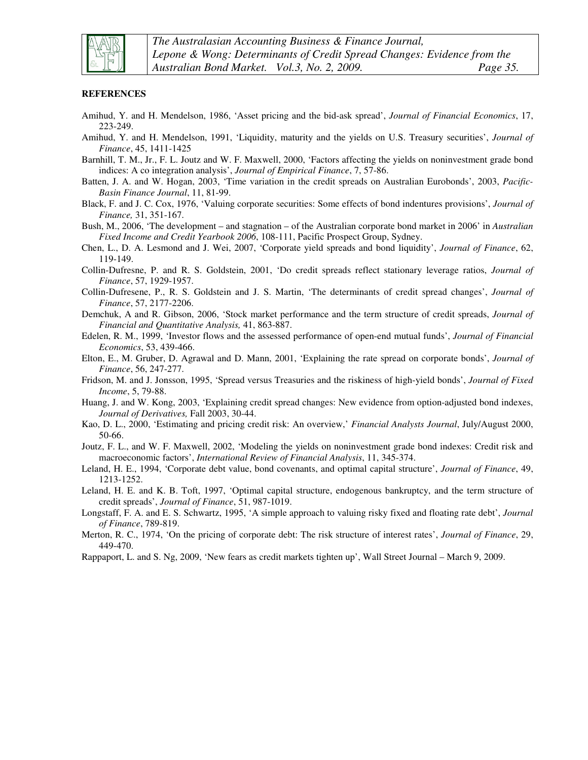**REFERENCES**

Amihud, Y. and H. Mendelson, 1986, 'Asset pricing and the bid-ask spread', *Journal of Financial Economics*, 17, 223-249.

Amihud, Y. and H. Mendelson, 1991, 'Liquidity, maturity and the yields on U.S. Treasury securities', *Journal of Finance*, 45, 1411-1425

Barnhill, T. M., Jr., F. L. Joutz and W. F. Maxwell, 2000, 'Factors affecting the yields on noninvestment grade bond indices: A co integration analysis', *Journal of Empirical Finance*, 7, 57-86.

Batten, J. A. and W. Hogan, 2003, 'Time variation in the credit spreads on Australian Eurobonds', 2003, *Pacific-Basin Finance Journal*, 11, 81-99.

Black, F. and J. C. Cox, 1976, 'Valuing corporate securities: Some effects of bond indentures provisions', *Journal of Finance,* 31, 351-167.

Bush, M., 2006, 'The development – and stagnation – of the Australian corporate bond market in 2006' in *Australian Fixed Income and Credit Yearbook 2006*, 108-111, Pacific Prospect Group, Sydney.

Chen, L., D. A. Lesmond and J. Wei, 2007, 'Corporate yield spreads and bond liquidity', *Journal of Finance*, 62, 119-149.

Collin-Dufresne, P. and R. S. Goldstein, 2001, 'Do credit spreads reflect stationary leverage ratios, *Journal of Finance*, 57, 1929-1957.

Collin-Dufresene, P., R. S. Goldstein and J. S. Martin, 'The determinants of credit spread changes', *Journal of Finance*, 57, 2177-2206.

Demchuk, A and R. Gibson, 2006, 'Stock market performance and the term structure of credit spreads, *Journal of Financial and Quantitative Analysis,* 41, 863-887.

Edelen, R. M., 1999, 'Investor flows and the assessed performance of open-end mutual funds', *Journal of Financial Economics*, 53, 439-466.

Elton, E., M. Gruber, D. Agrawal and D. Mann, 2001, 'Explaining the rate spread on corporate bonds', *Journal of Finance*, 56, 247-277.

Fridson, M. and J. Jonsson, 1995, 'Spread versus Treasuries and the riskiness of high-yield bonds', *Journal of Fixed Income*, 5, 79-88.

Huang, J. and W. Kong, 2003, 'Explaining credit spread changes: New evidence from option-adjusted bond indexes, *Journal of Derivatives,* Fall 2003, 30-44.

Kao, D. L., 2000, 'Estimating and pricing credit risk: An overview,' *Financial Analysts Journal*, July/August 2000, 50-66.

Joutz, F. L., and W. F. Maxwell, 2002, 'Modeling the yields on noninvestment grade bond indexes: Credit risk and macroeconomic factors', *International Review of Financial Analysis*, 11, 345-374.

Leland, H. E., 1994, 'Corporate debt value, bond covenants, and optimal capital structure', *Journal of Finance*, 49, 1213-1252.

Leland, H. E. and K. B. Toft, 1997, 'Optimal capital structure, endogenous bankruptcy, and the term structure of credit spreads', *Journal of Finance*, 51, 987-1019.

Longstaff, F. A. and E. S. Schwartz, 1995, 'A simple approach to valuing risky fixed and floating rate debt', *Journal of Finance*, 789-819.

Merton, R. C., 1974, 'On the pricing of corporate debt: The risk structure of interest rates', *Journal of Finance*, 29, 449-470.

Rappaport, L. and S. Ng, 2009, 'New fears as credit markets tighten up', Wall Street Journal – March 9, 2009.